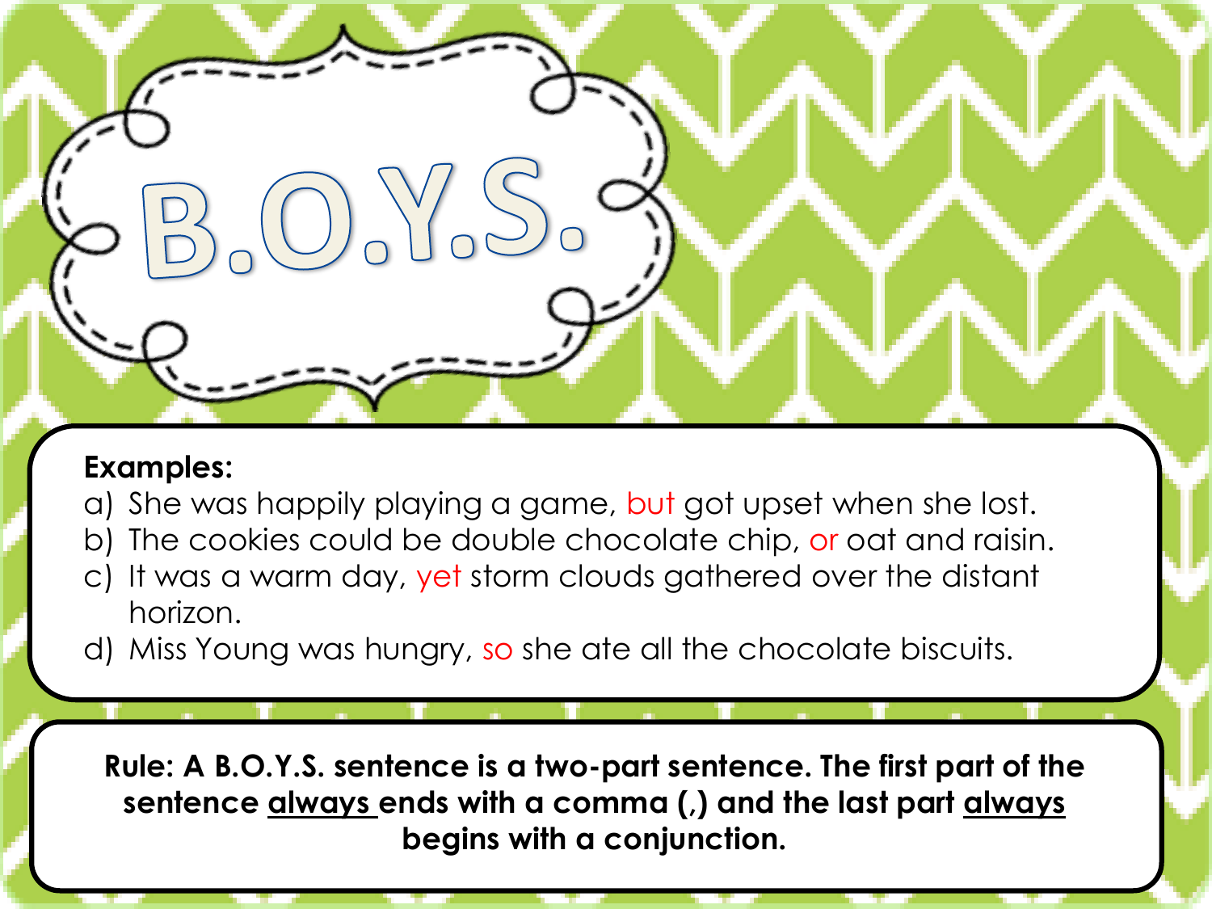# B.O.Y.S.

**Examples:**

a) She was happily playing a game, but got upset when she lost.
b) The cookies could be double chocolate chip, or oat and raisin.
c) It was a warm day, yet storm clouds gathered over the distant horizon.
d) Miss Young was hungry, so she ate all the chocolate biscuits.

**Rule: A B.O.Y.S. sentence is a two-part sentence. The first part of the sentence always ends with a comma (,) and the last part always begins with a conjunction.**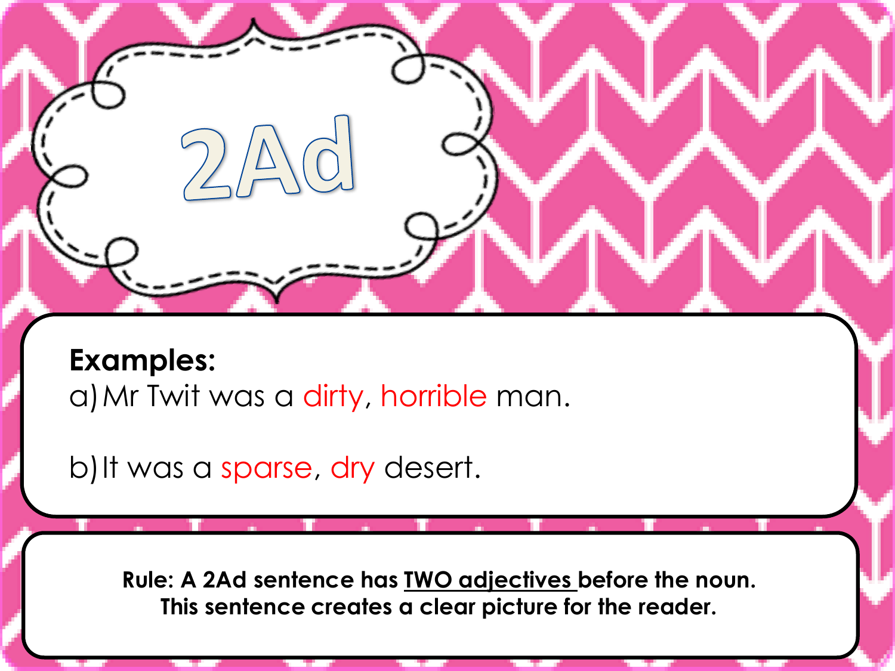# 2Ad

**Examples:**

a) Mr Twit was a dirty, horrible man.

b) It was a sparse, dry desert.

**Rule: A 2Ad sentence has <u>TWO adjectives</u> before the noun. This sentence creates a clear picture for the reader.**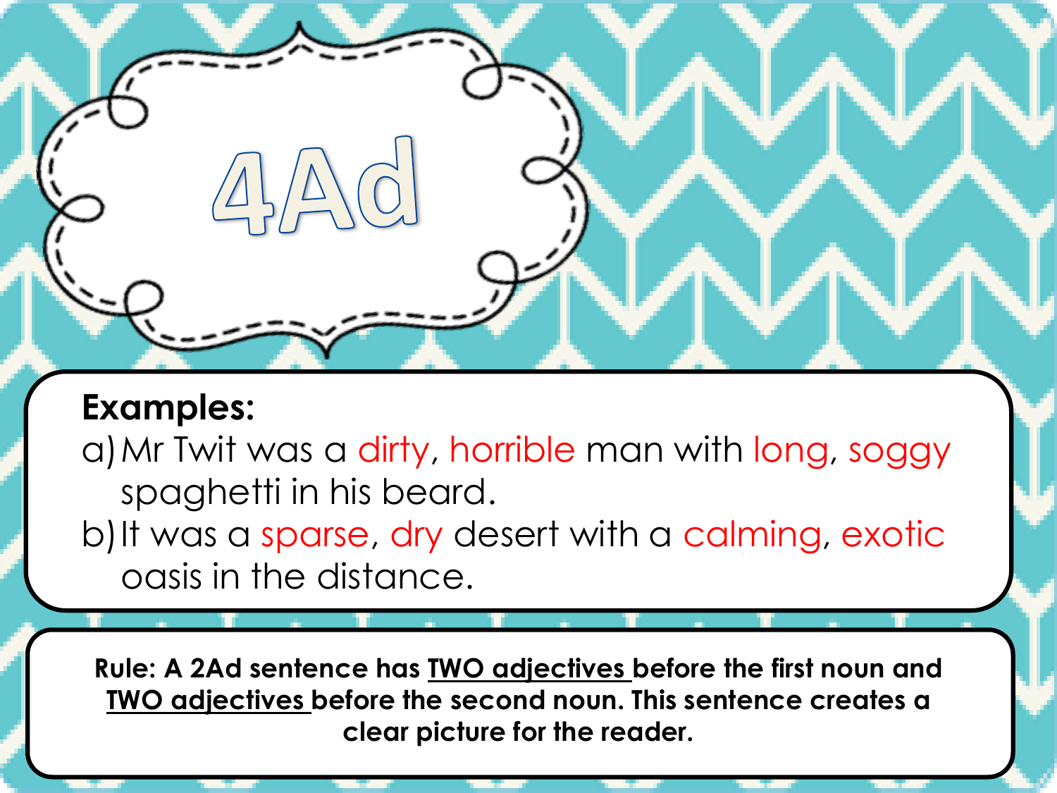# 4Ad

**Examples:**

a) Mr Twit was a dirty, horrible man with long, soggy spaghetti in his beard.

b) It was a sparse, dry desert with a calming, exotic oasis in the distance.

**Rule: A 2Ad sentence has TWO adjectives before the first noun and TWO adjectives before the second noun. This sentence creates a clear picture for the reader.**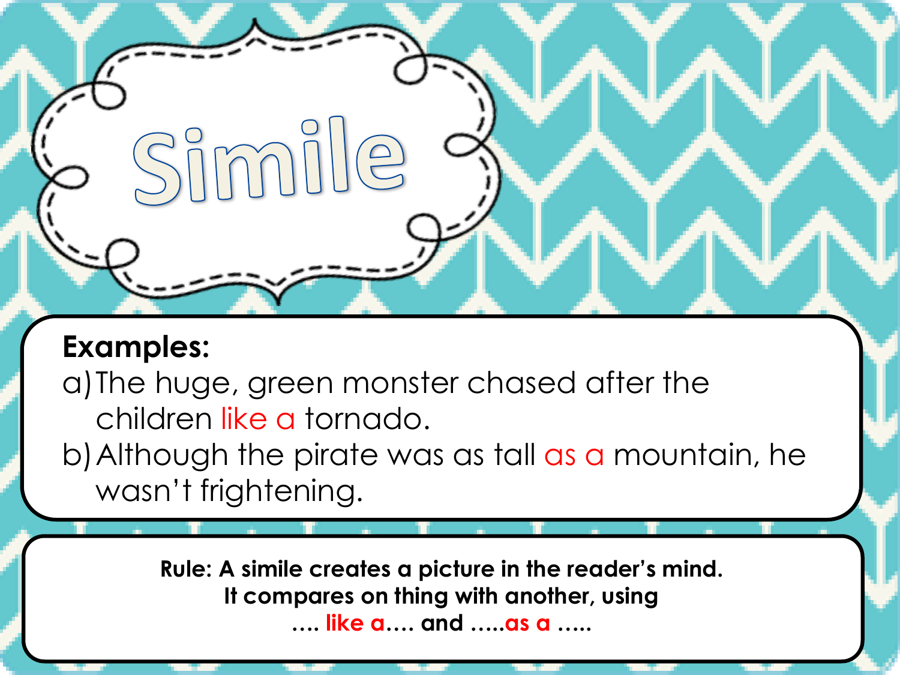# Simile

**Examples:**

a) The huge, green monster chased after the children like a tornado.

b) Although the pirate was as tall as a mountain, he wasn't frightening.

**Rule: A simile creates a picture in the reader's mind. It compares on thing with another, using …. like a…. and …..as a …..**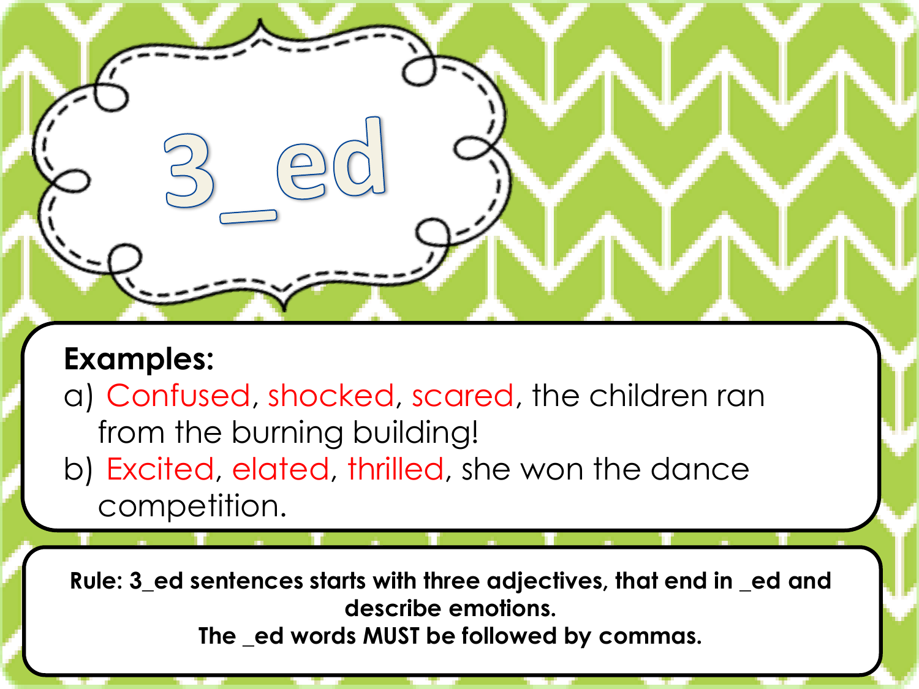# 3_ed

**Examples:**

a) Confused, shocked, scared, the children ran from the burning building!

b) Excited, elated, thrilled, she won the dance competition.

**Rule: 3_ed sentences starts with three adjectives, that end in _ed and describe emotions.**
**The _ed words MUST be followed by commas.**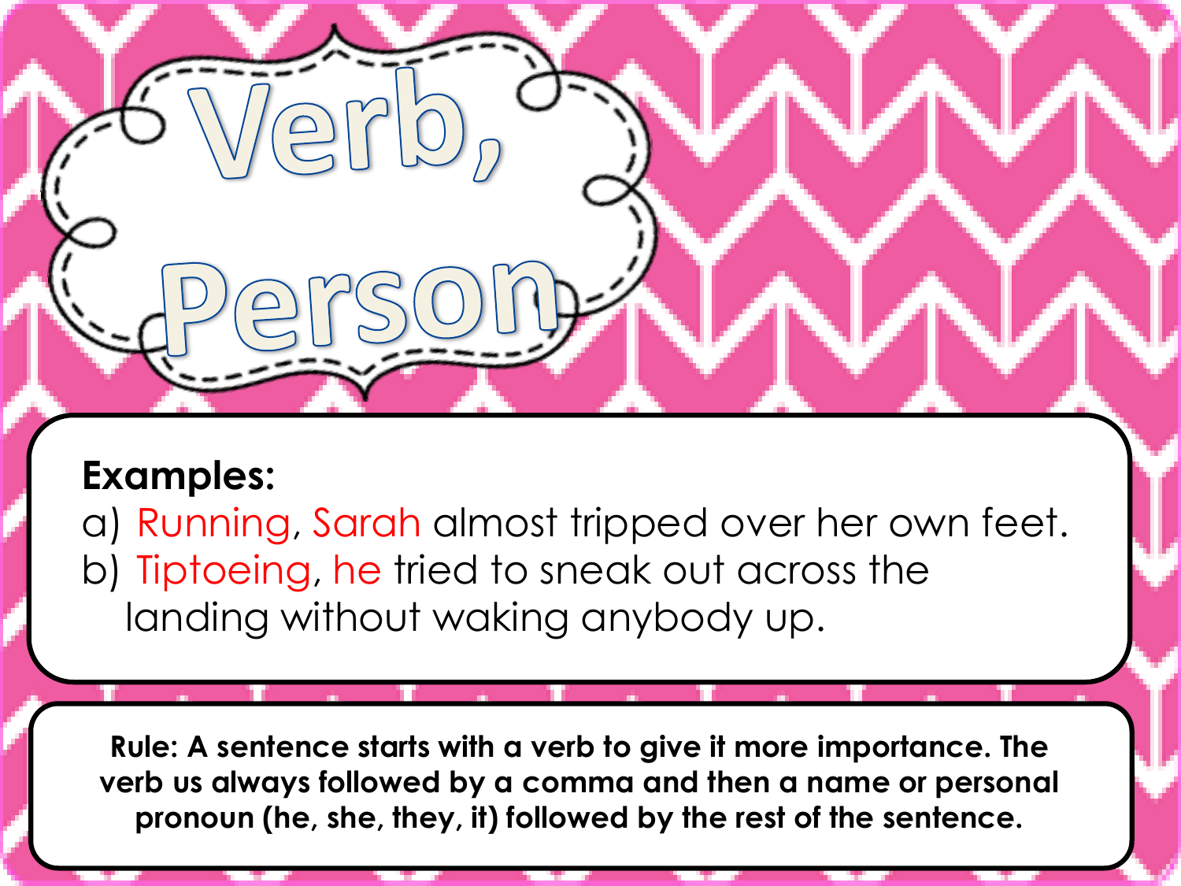# Verb, Person

**Examples:**

a) Running, Sarah almost tripped over her own feet.

b) Tiptoeing, he tried to sneak out across the landing without waking anybody up.

**Rule: A sentence starts with a verb to give it more importance. The verb us always followed by a comma and then a name or personal pronoun (he, she, they, it) followed by the rest of the sentence.**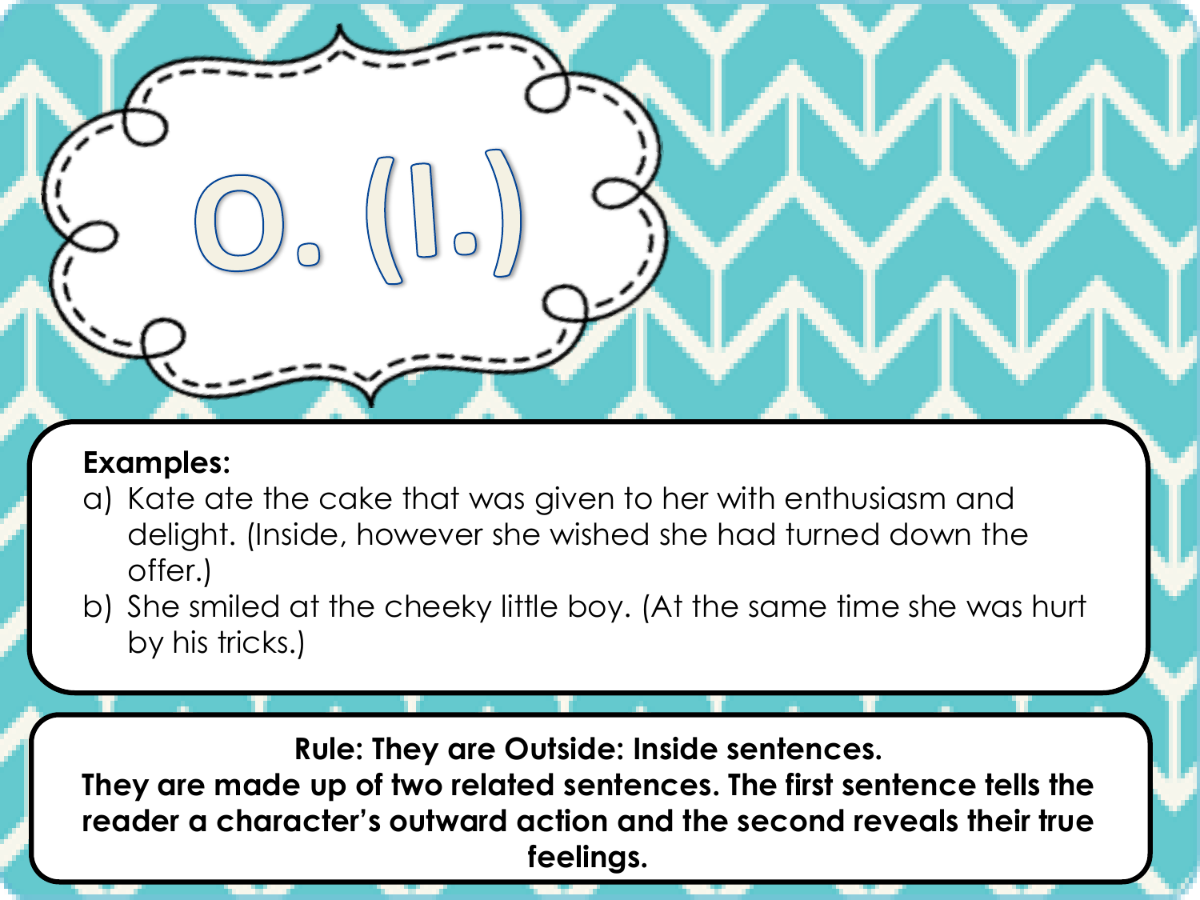# O. (I.)

**Examples:**

a) Kate ate the cake that was given to her with enthusiasm and delight. (Inside, however she wished she had turned down the offer.)

b) She smiled at the cheeky little boy. (At the same time she was hurt by his tricks.)

**Rule: They are Outside: Inside sentences.**
**They are made up of two related sentences. The first sentence tells the reader a character's outward action and the second reveals their true feelings.**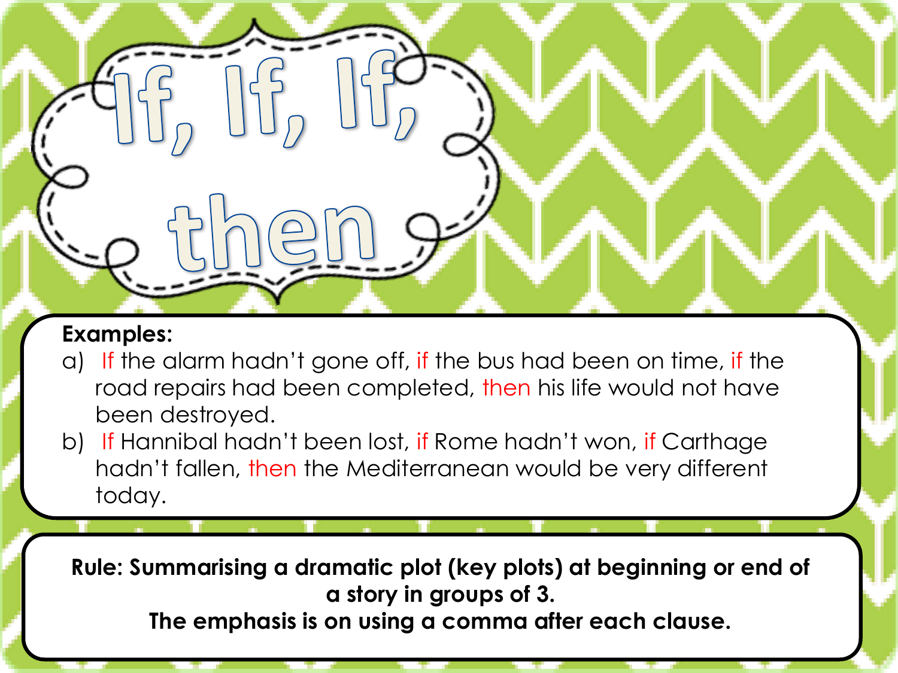# If, If, If, then

**Examples:**

a) If the alarm hadn't gone off, if the bus had been on time, if the road repairs had been completed, then his life would not have been destroyed.

b) If Hannibal hadn't been lost, if Rome hadn't won, if Carthage hadn't fallen, then the Mediterranean would be very different today.

**Rule: Summarising a dramatic plot (key plots) at beginning or end of a story in groups of 3.**
**The emphasis is on using a comma after each clause.**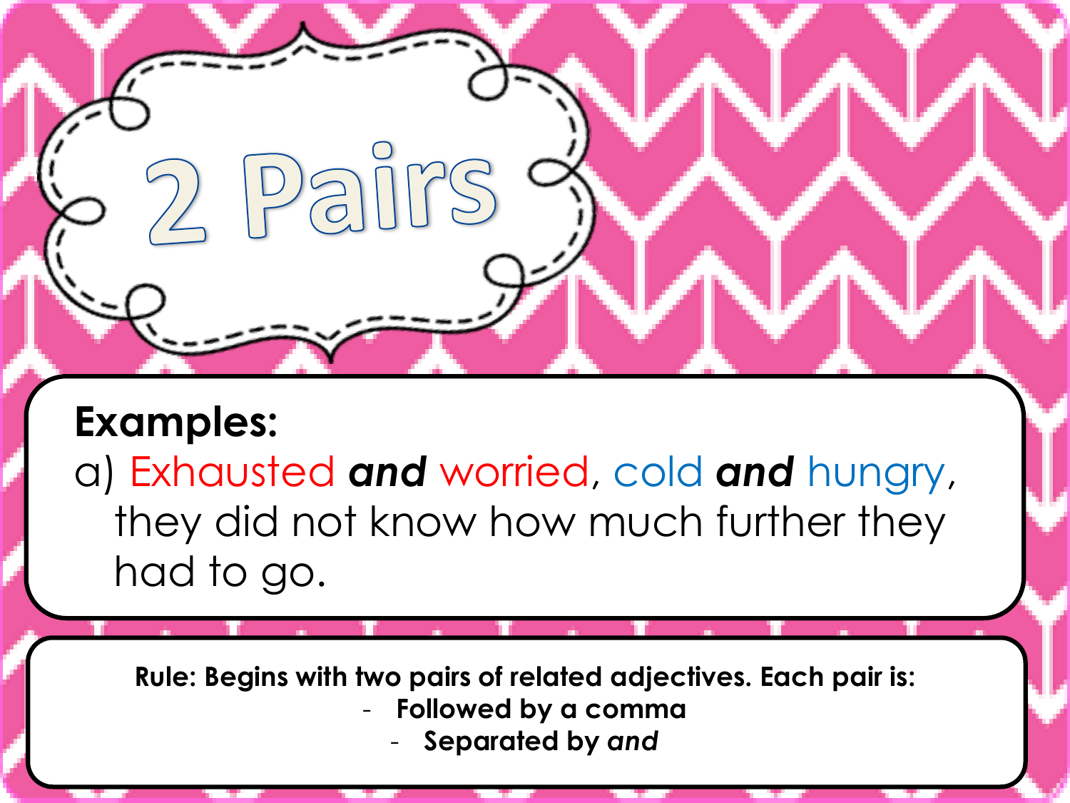# 2 Pairs

**Examples:**

a) Exhausted ***and*** worried, cold ***and*** hungry, they did not know how much further they had to go.

**Rule: Begins with two pairs of related adjectives. Each pair is:**

- **Followed by a comma**
- **Separated by *and***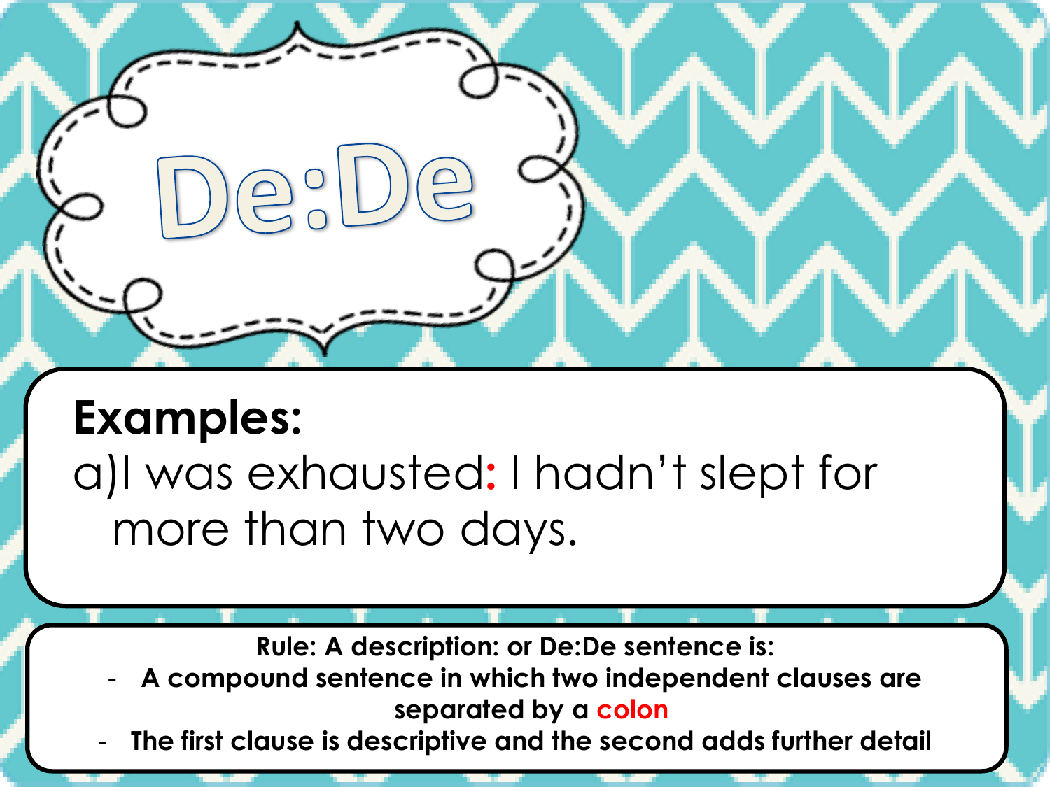# De:De

**Examples:**

a) I was exhausted: I hadn't slept for more than two days.

**Rule: A description: or De:De sentence is:**

- **A compound sentence in which two independent clauses are separated by a colon**
- **The first clause is descriptive and the second adds further detail**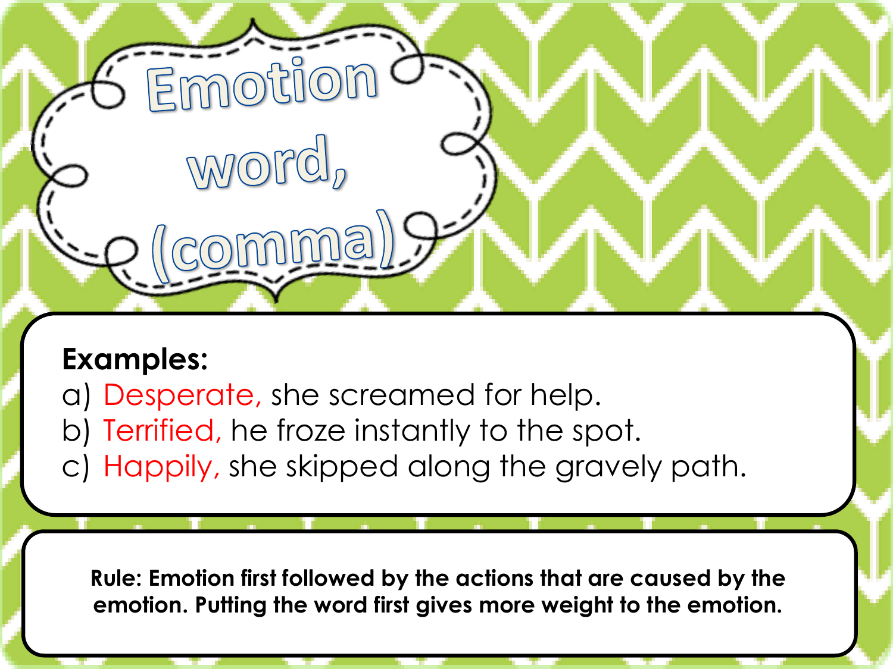# Emotion word, (comma)

**Examples:**

a) Desperate, she screamed for help.
b) Terrified, he froze instantly to the spot.
c) Happily, she skipped along the gravely path.

**Rule: Emotion first followed by the actions that are caused by the emotion. Putting the word first gives more weight to the emotion.**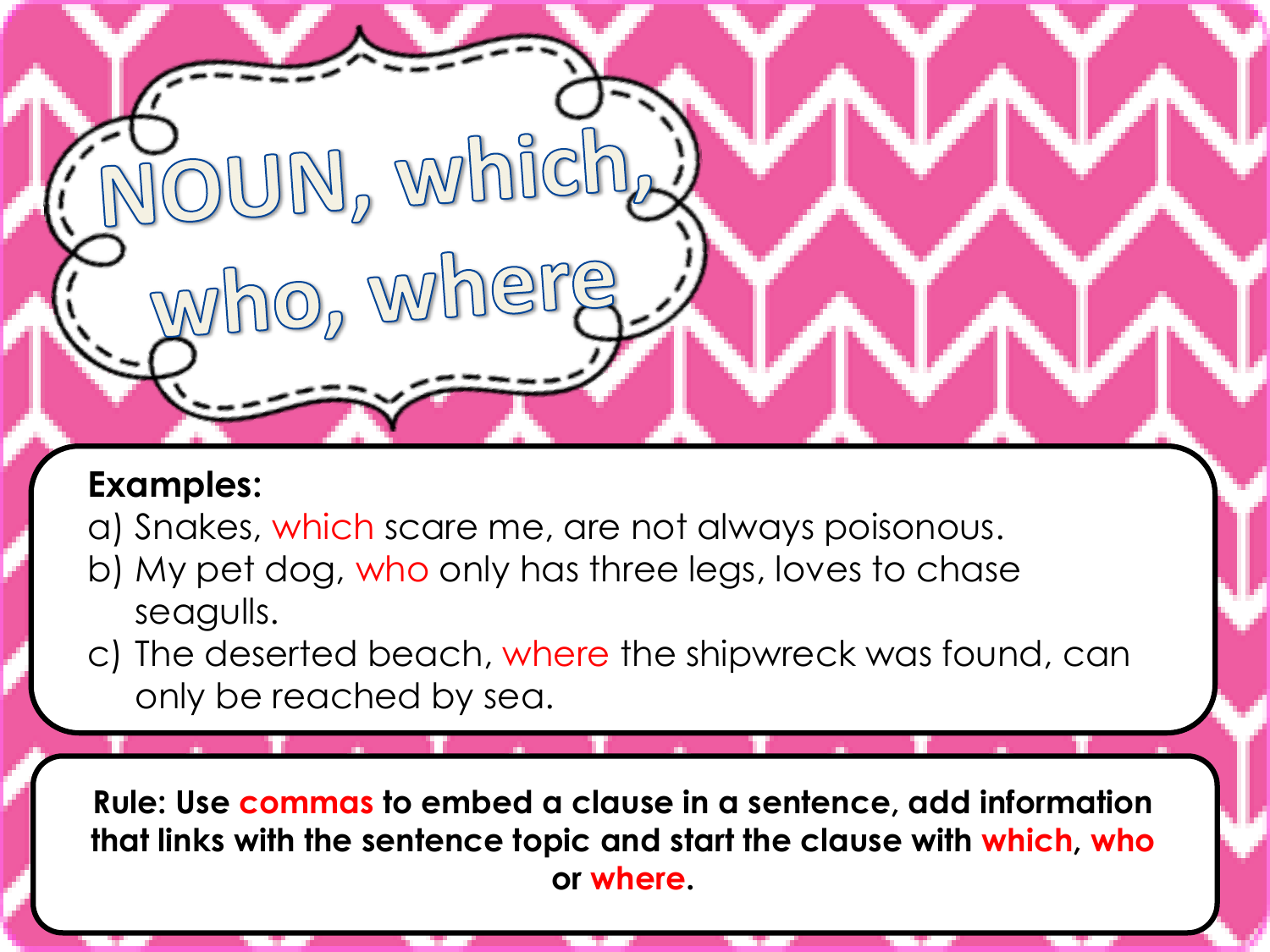# NOUN, which, who, where

**Examples:**

a) Snakes, which scare me, are not always poisonous.
b) My pet dog, who only has three legs, loves to chase seagulls.
c) The deserted beach, where the shipwreck was found, can only be reached by sea.

**Rule: Use commas to embed a clause in a sentence, add information that links with the sentence topic and start the clause with which, who or where.**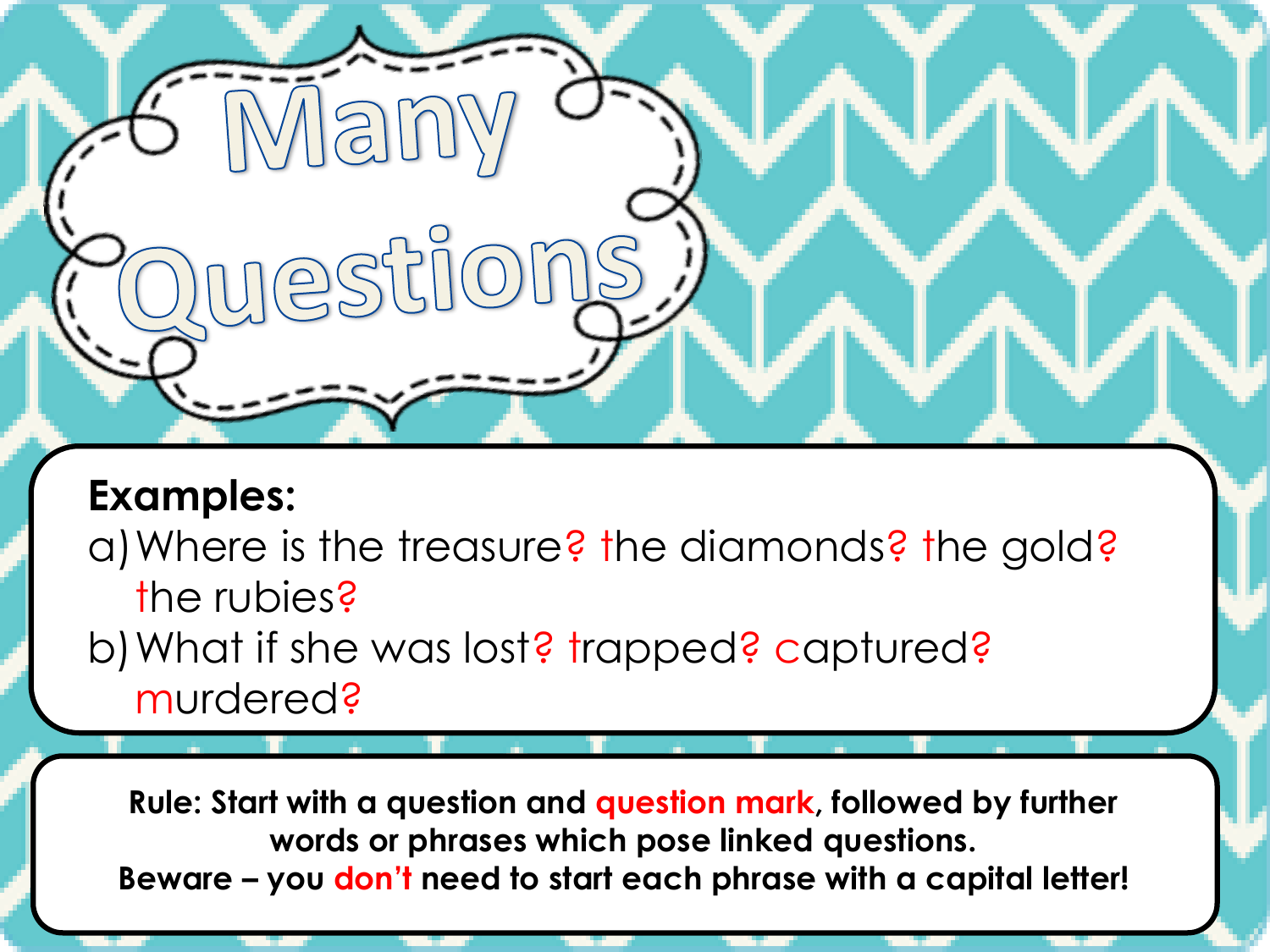# Many Questions

**Examples:**

a) Where is the treasure? the diamonds? the gold? the rubies?

b) What if she was lost? trapped? captured? murdered?

**Rule: Start with a question and question mark, followed by further words or phrases which pose linked questions.**
**Beware – you don't need to start each phrase with a capital letter!**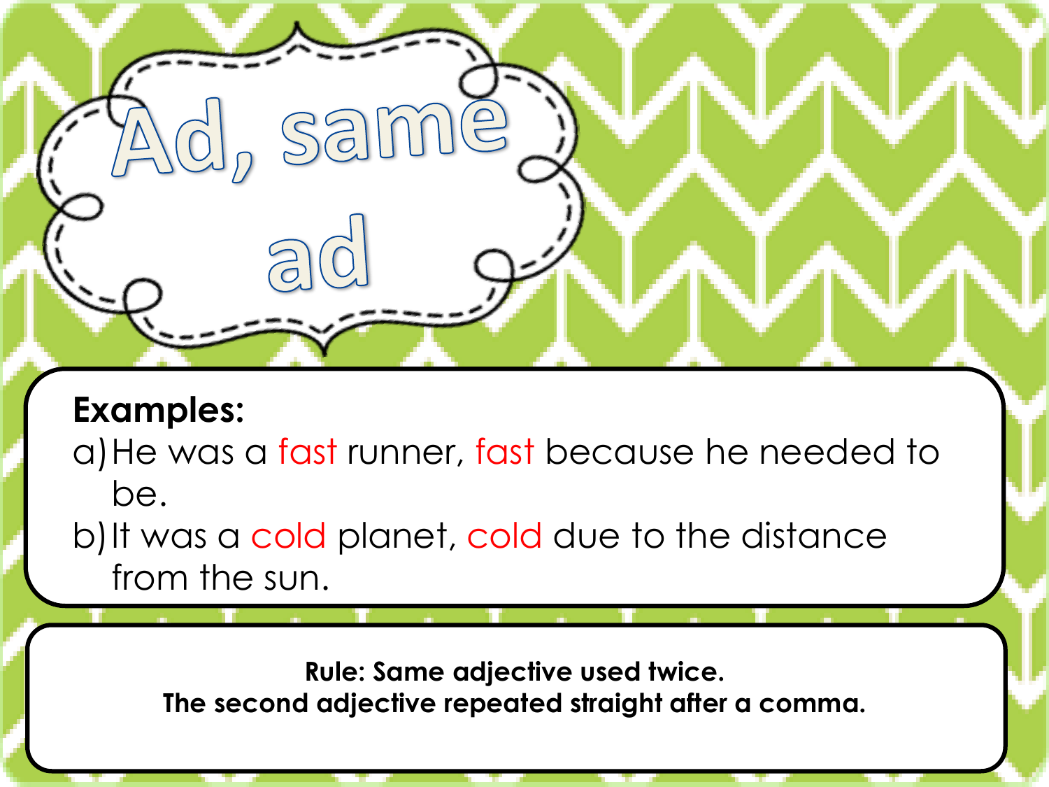# Ad, same ad

**Examples:**

a) He was a fast runner, fast because he needed to be.

b) It was a cold planet, cold due to the distance from the sun.

**Rule: Same adjective used twice.**
**The second adjective repeated straight after a comma.**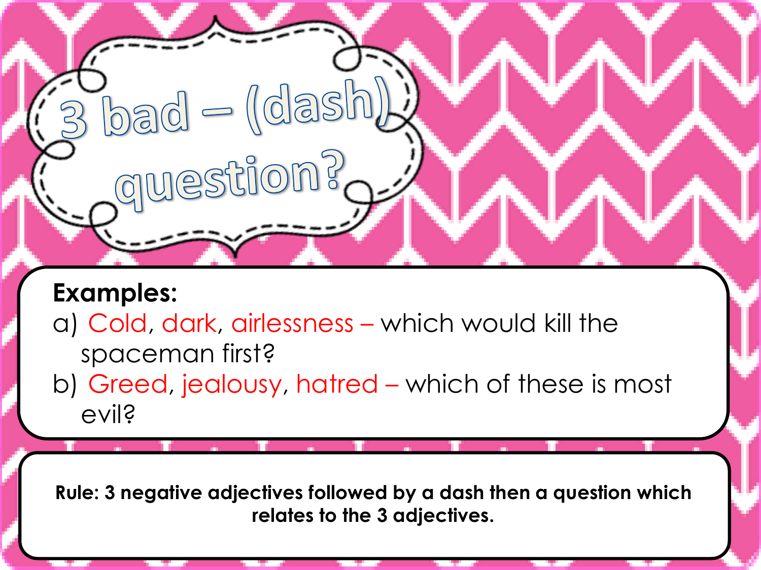# 3 bad – (dash) question?

**Examples:**

a) Cold, dark, airlessness – which would kill the spaceman first?

b) Greed, jealousy, hatred – which of these is most evil?

**Rule: 3 negative adjectives followed by a dash then a question which relates to the 3 adjectives.**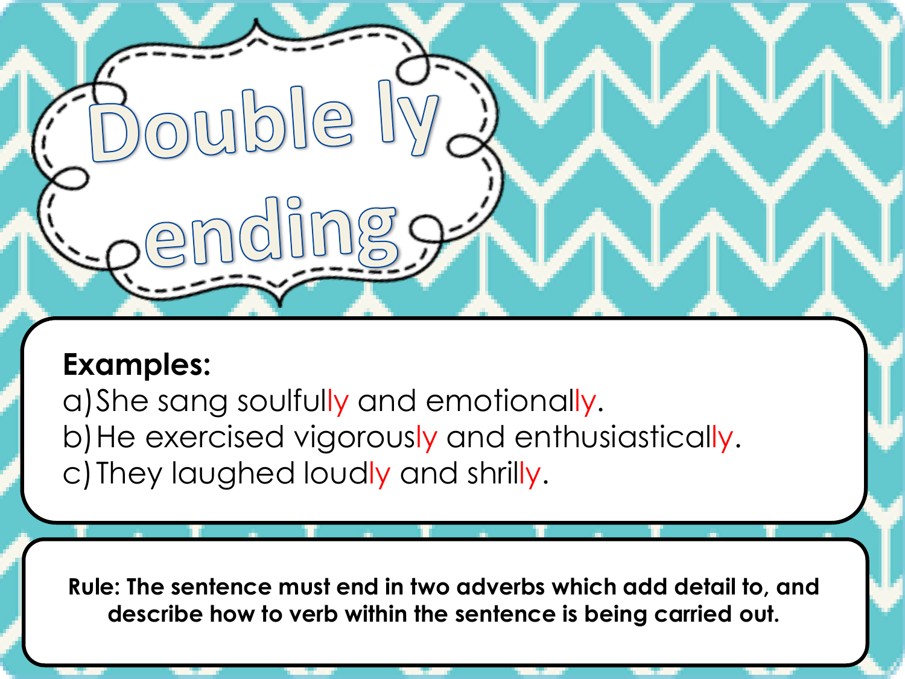# Double ly ending

**Examples:**

a) She sang soulfully and emotionally.
b) He exercised vigorously and enthusiastically.
c) They laughed loudly and shrilly.

**Rule: The sentence must end in two adverbs which add detail to, and describe how to verb within the sentence is being carried out.**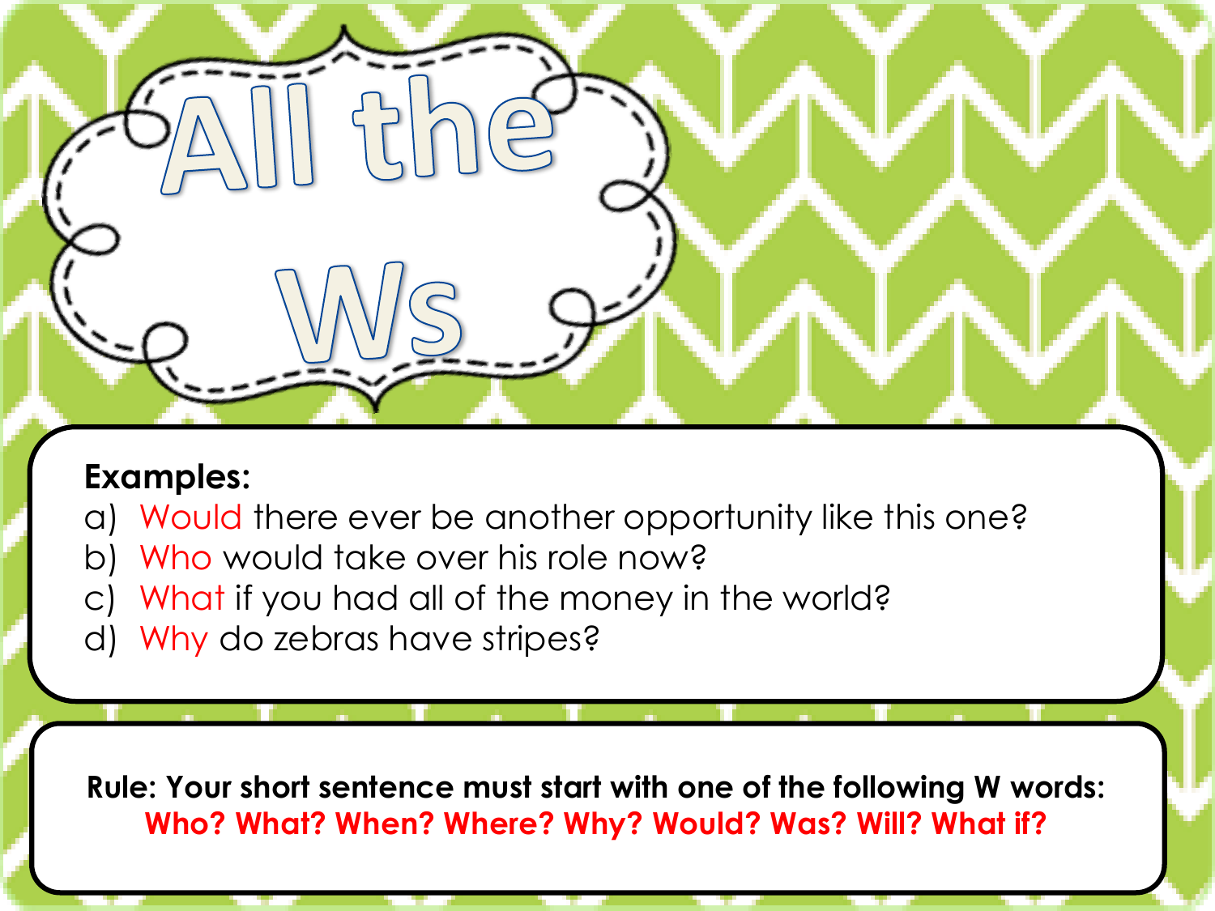# All the Ws

**Examples:**

a) Would there ever be another opportunity like this one?
b) Who would take over his role now?
c) What if you had all of the money in the world?
d) Why do zebras have stripes?

**Rule: Your short sentence must start with one of the following W words:**
**Who? What? When? Where? Why? Would? Was? Will? What if?**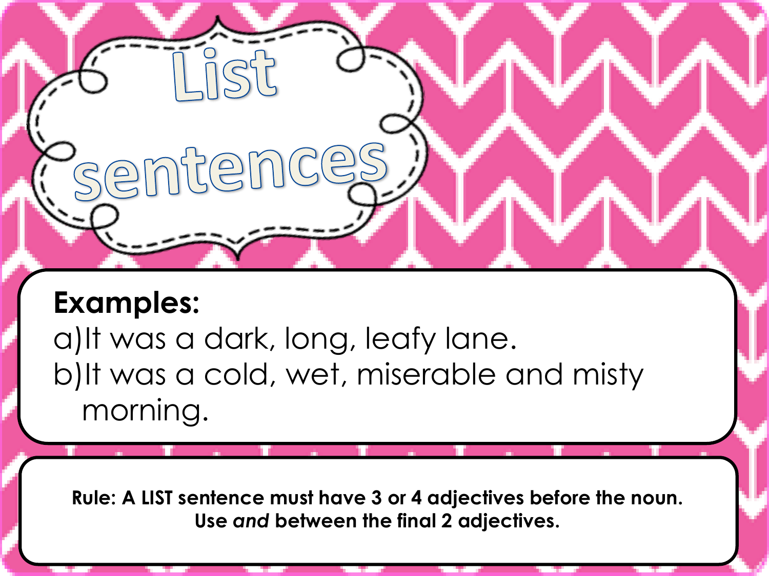# List sentences

**Examples:**

a) It was a dark, long, leafy lane.

b) It was a cold, wet, miserable and misty morning.

**Rule: A LIST sentence must have 3 or 4 adjectives before the noun. Use *and* between the final 2 adjectives.**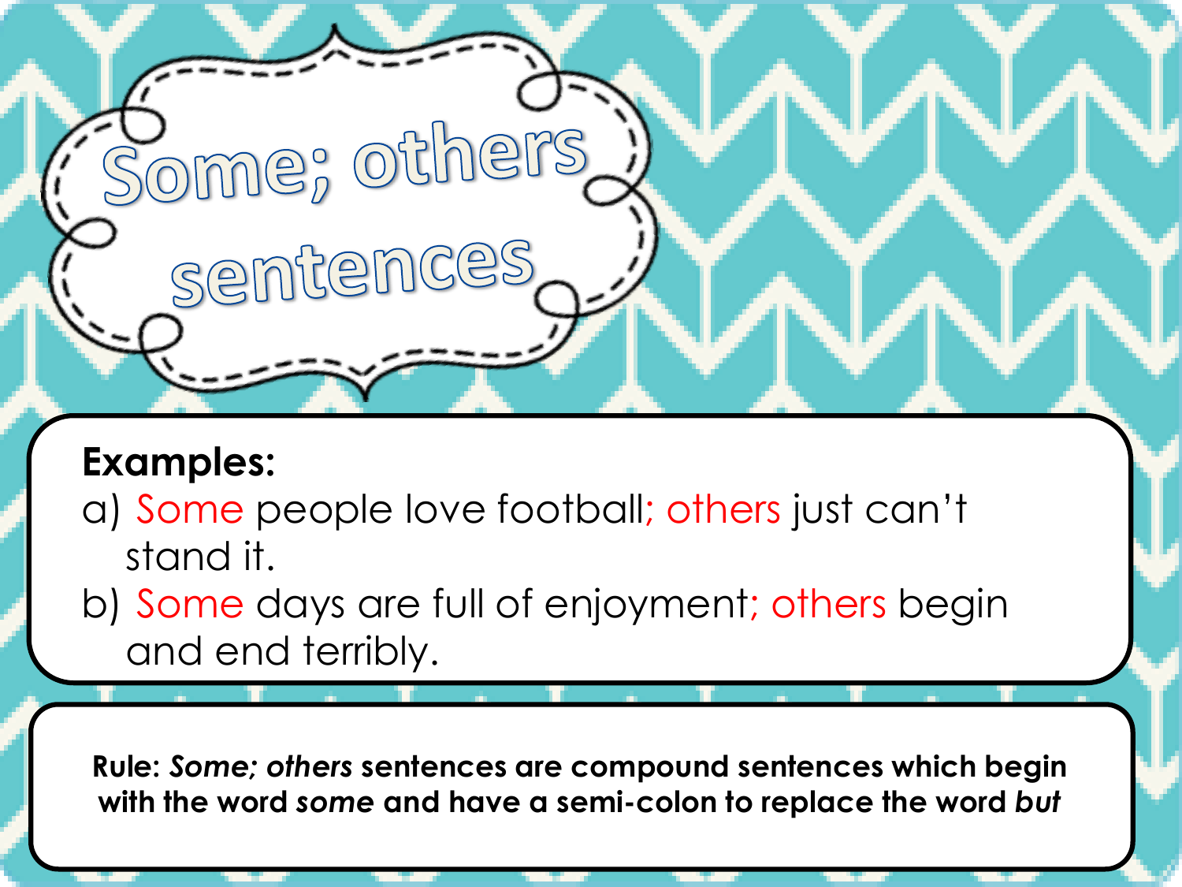# Some; others sentences

**Examples:**

a) Some people love football; others just can't stand it.

b) Some days are full of enjoyment; others begin and end terribly.

**Rule: *Some; others* sentences are compound sentences which begin with the word *some* and have a semi-colon to replace the word *but***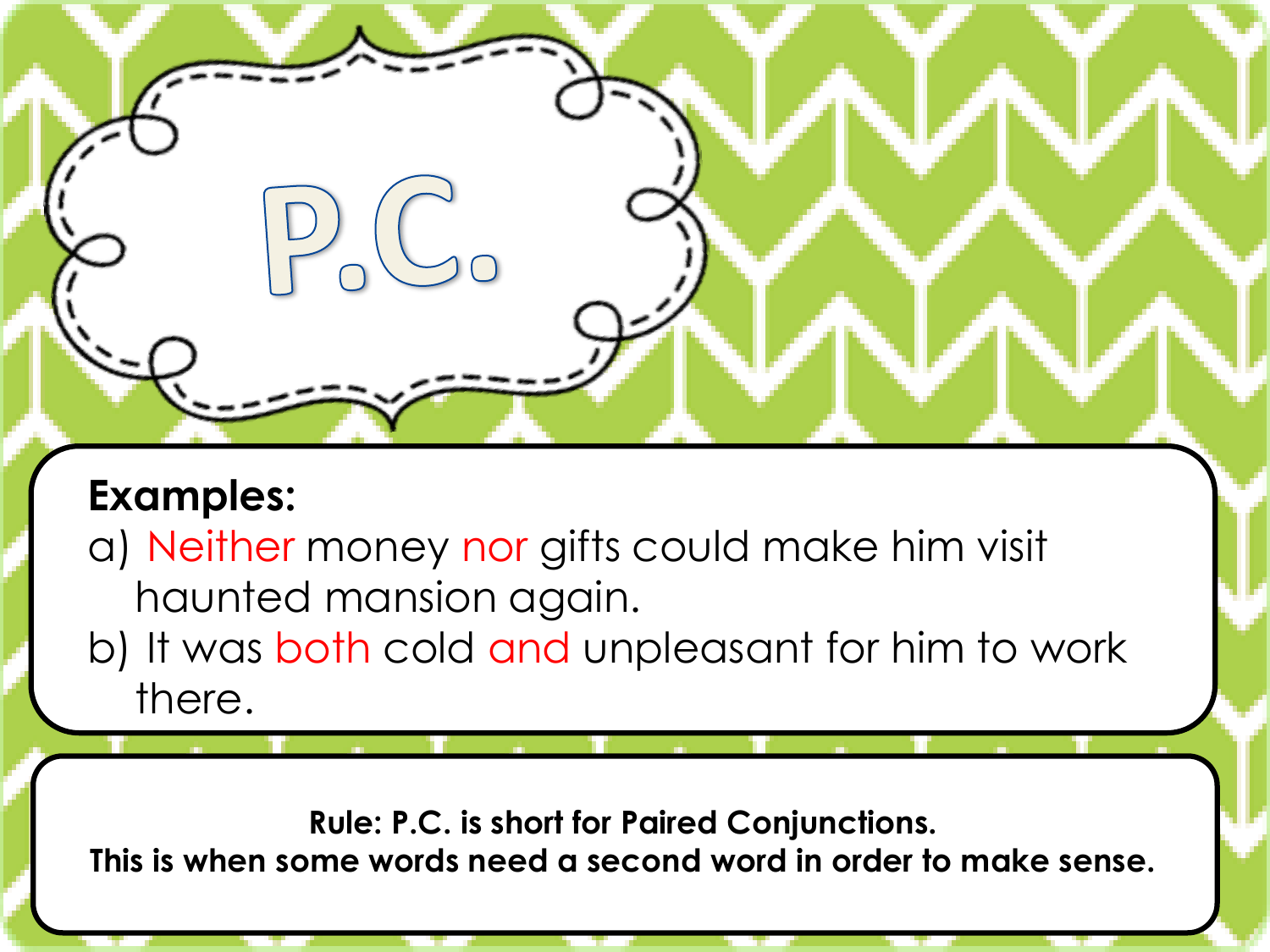# P.C.

**Examples:**

a) Neither money nor gifts could make him visit haunted mansion again.

b) It was both cold and unpleasant for him to work there.

**Rule: P.C. is short for Paired Conjunctions.**
**This is when some words need a second word in order to make sense.**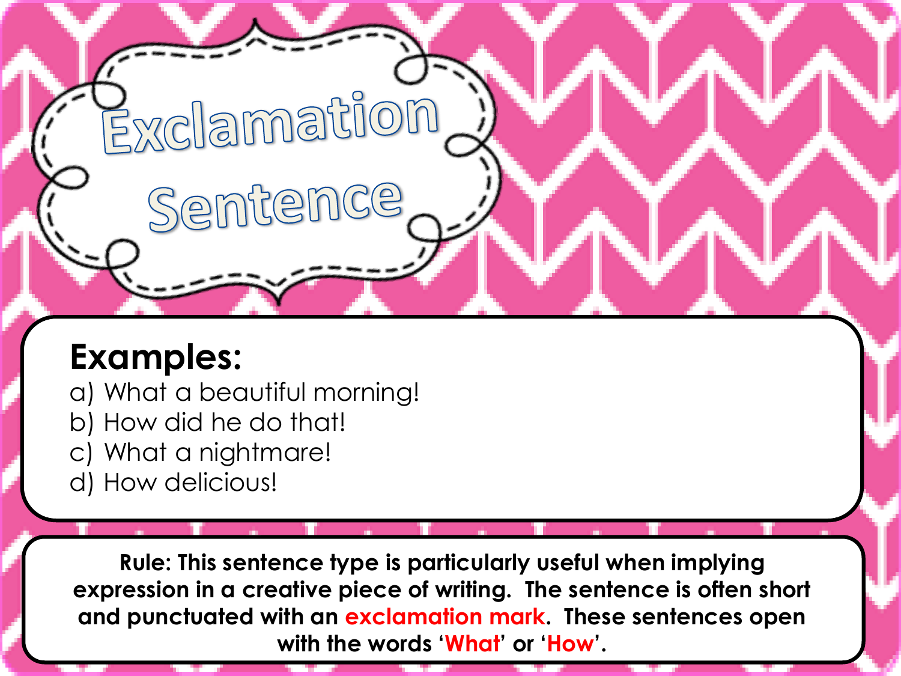# Exclamation Sentence

**Examples:**

a) What a beautiful morning!
b) How did he do that!
c) What a nightmare!
d) How delicious!

**Rule: This sentence type is particularly useful when implying expression in a creative piece of writing. The sentence is often short and punctuated with an exclamation mark. These sentences open with the words 'What' or 'How'.**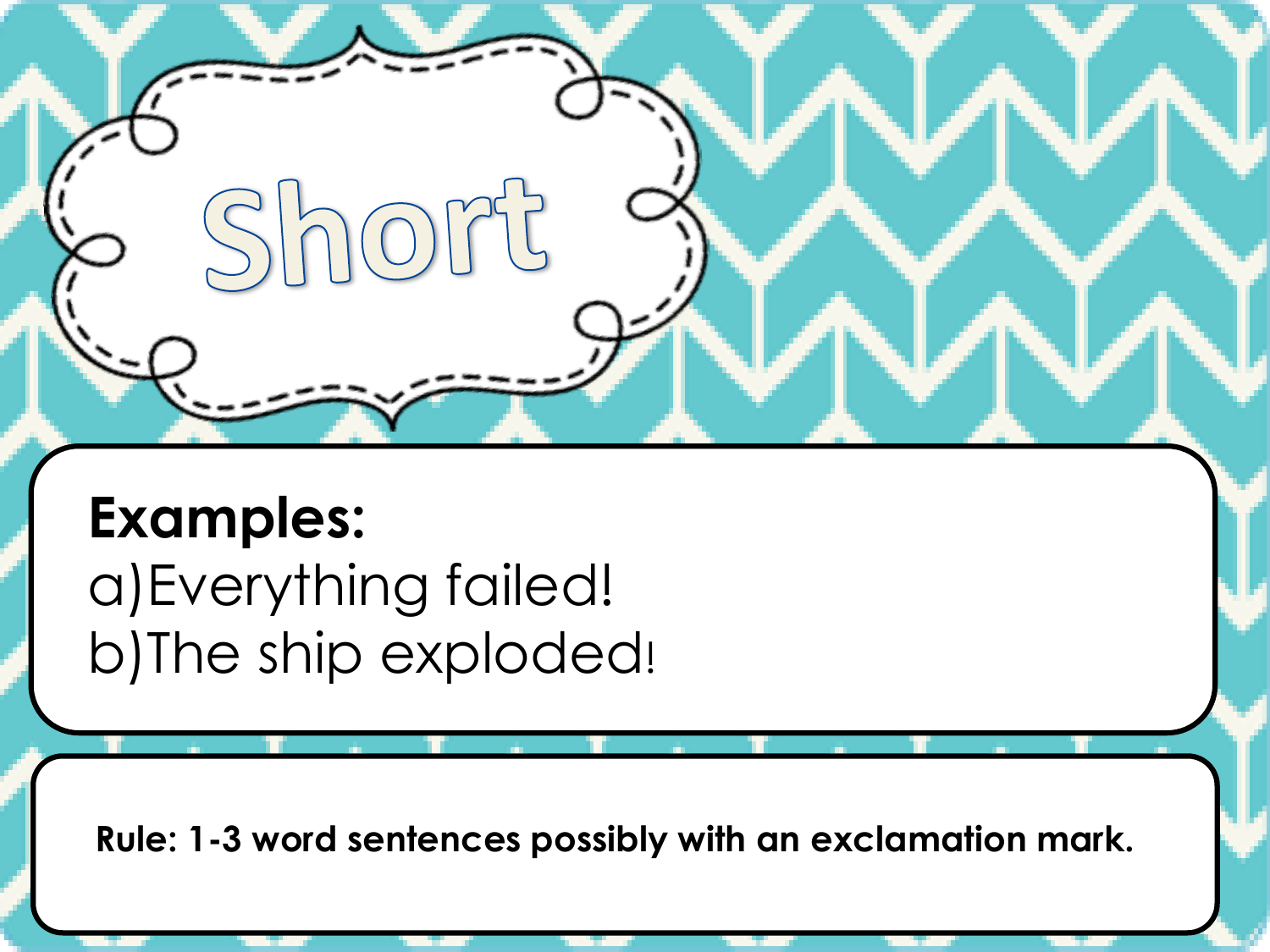# Short

**Examples:**

a) Everything failed!

b) The ship exploded!

**Rule: 1-3 word sentences possibly with an exclamation mark.**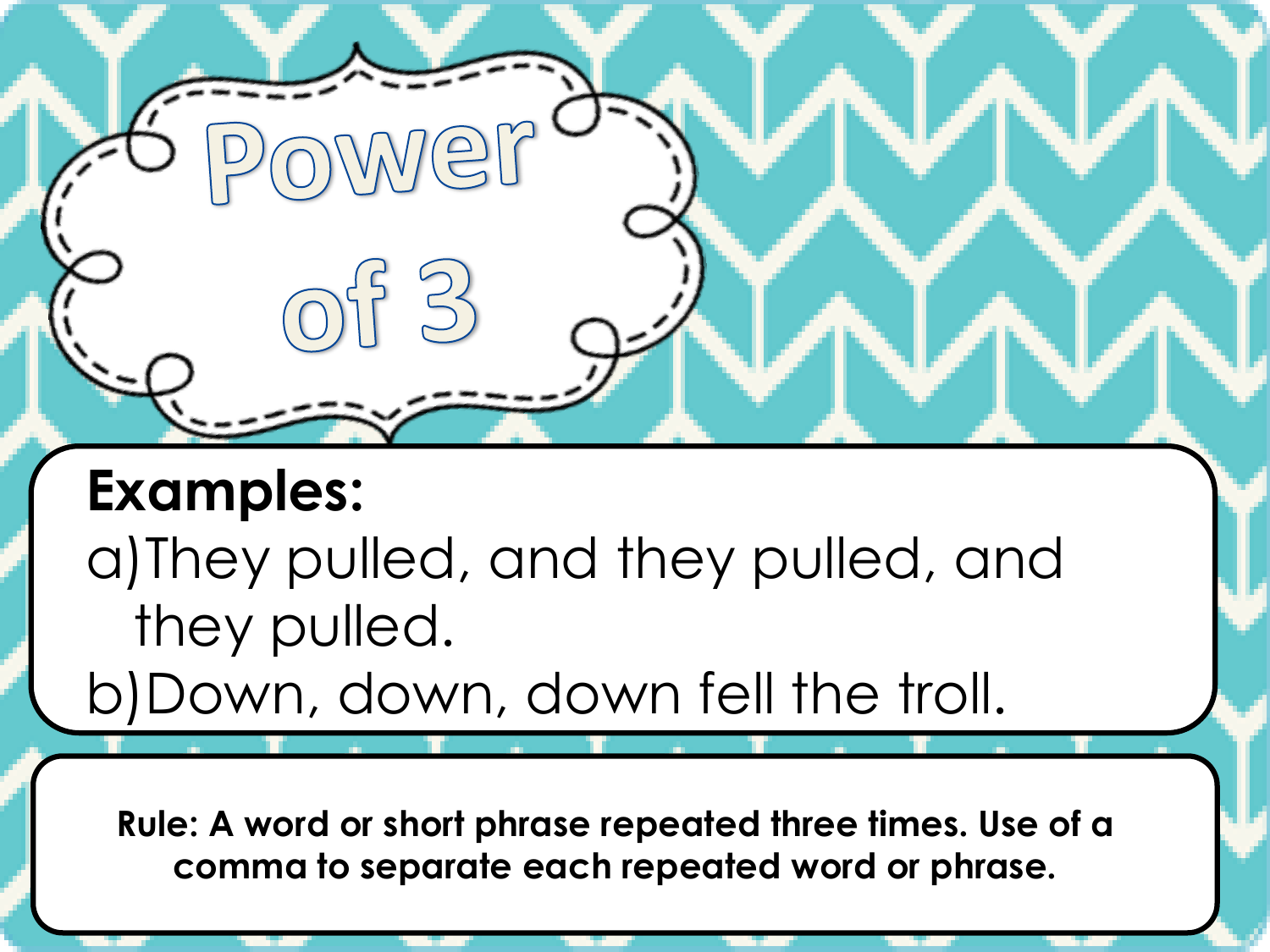# Power of 3

**Examples:**

a) They pulled, and they pulled, and they pulled.

b) Down, down, down fell the troll.

**Rule: A word or short phrase repeated three times. Use of a comma to separate each repeated word or phrase.**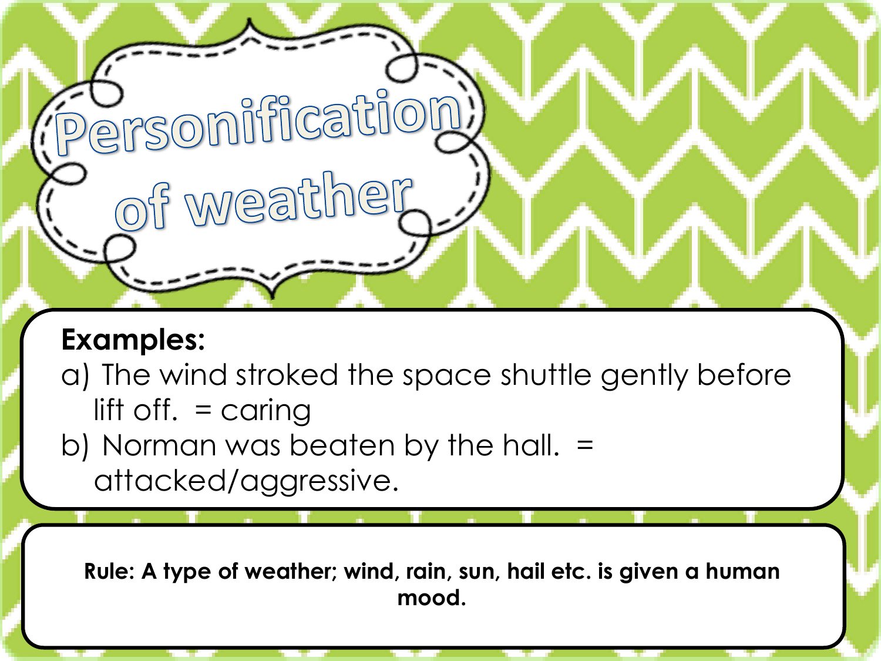# Personification of weather

**Examples:**

a) The wind stroked the space shuttle gently before lift off. = caring

b) Norman was beaten by the hall. = attacked/aggressive.

**Rule: A type of weather; wind, rain, sun, hail etc. is given a human mood.**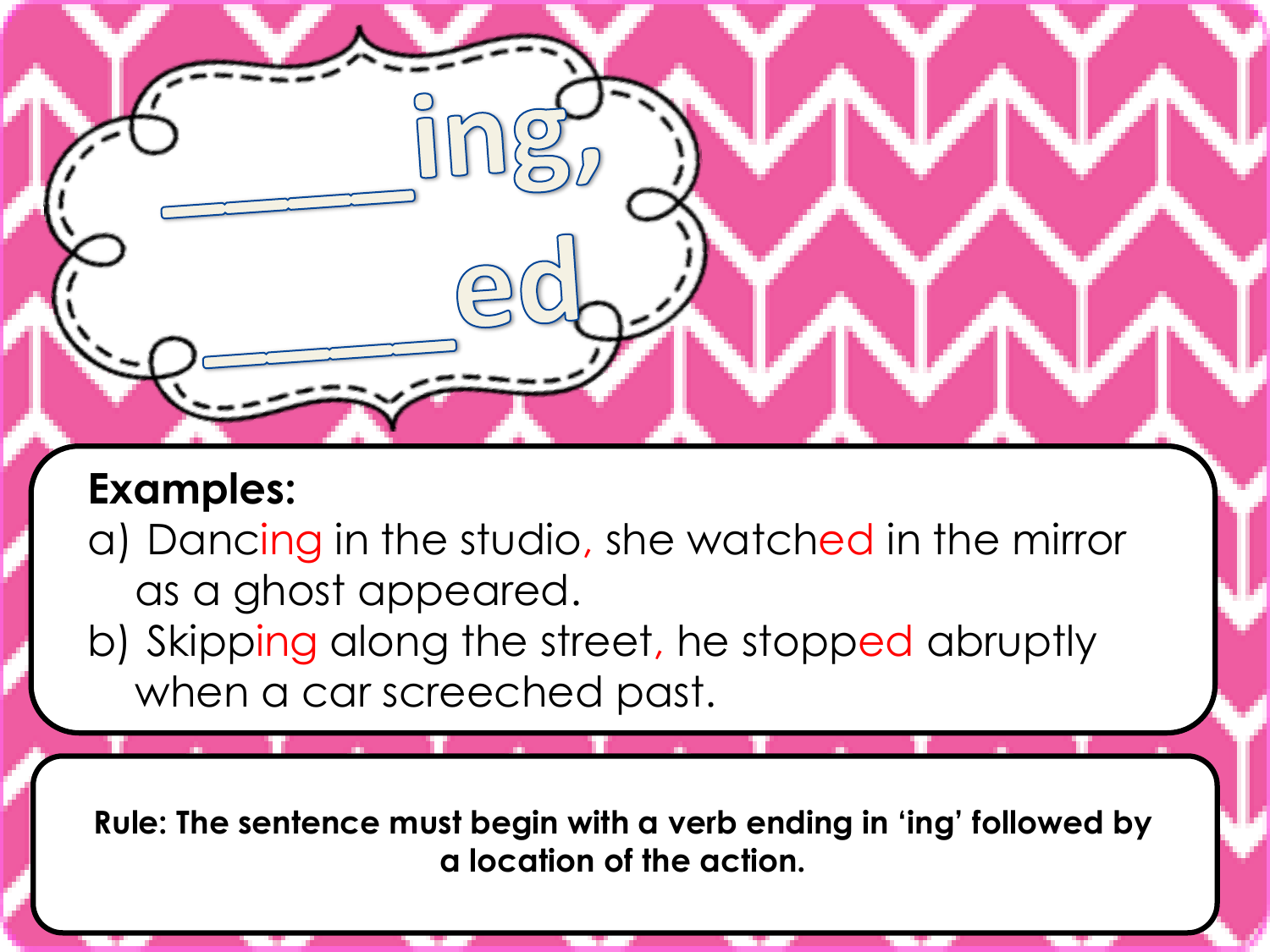# ___ing, ___ed

**Examples:**

a) Dancing in the studio, she watched in the mirror as a ghost appeared.

b) Skipping along the street, he stopped abruptly when a car screeched past.

**Rule: The sentence must begin with a verb ending in 'ing' followed by a location of the action.**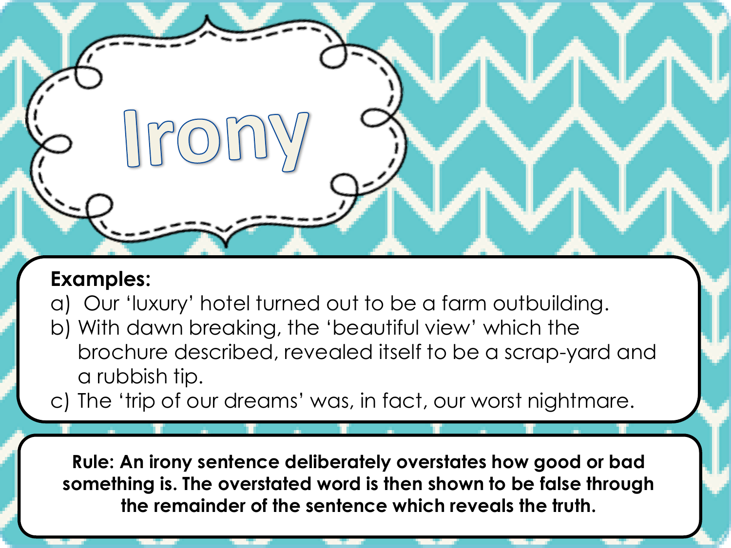# Irony

**Examples:**

a) Our 'luxury' hotel turned out to be a farm outbuilding.
b) With dawn breaking, the 'beautiful view' which the brochure described, revealed itself to be a scrap-yard and a rubbish tip.
c) The 'trip of our dreams' was, in fact, our worst nightmare.

**Rule: An irony sentence deliberately overstates how good or bad something is. The overstated word is then shown to be false through the remainder of the sentence which reveals the truth.**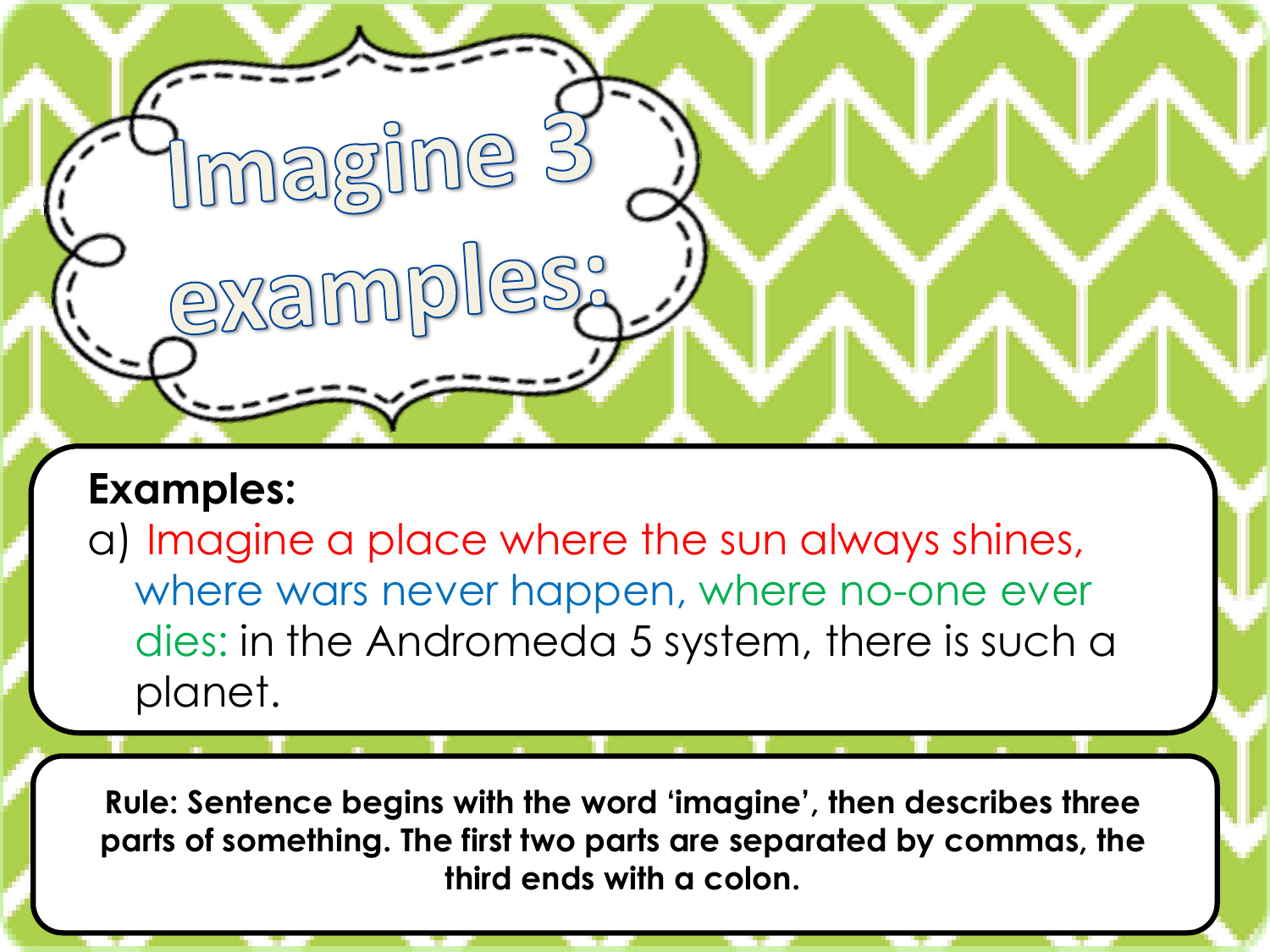# Imagine 3 examples:

**Examples:**

a) Imagine a place where the sun always shines, where wars never happen, where no-one ever dies: in the Andromeda 5 system, there is such a planet.

**Rule: Sentence begins with the word 'imagine', then describes three parts of something. The first two parts are separated by commas, the third ends with a colon.**